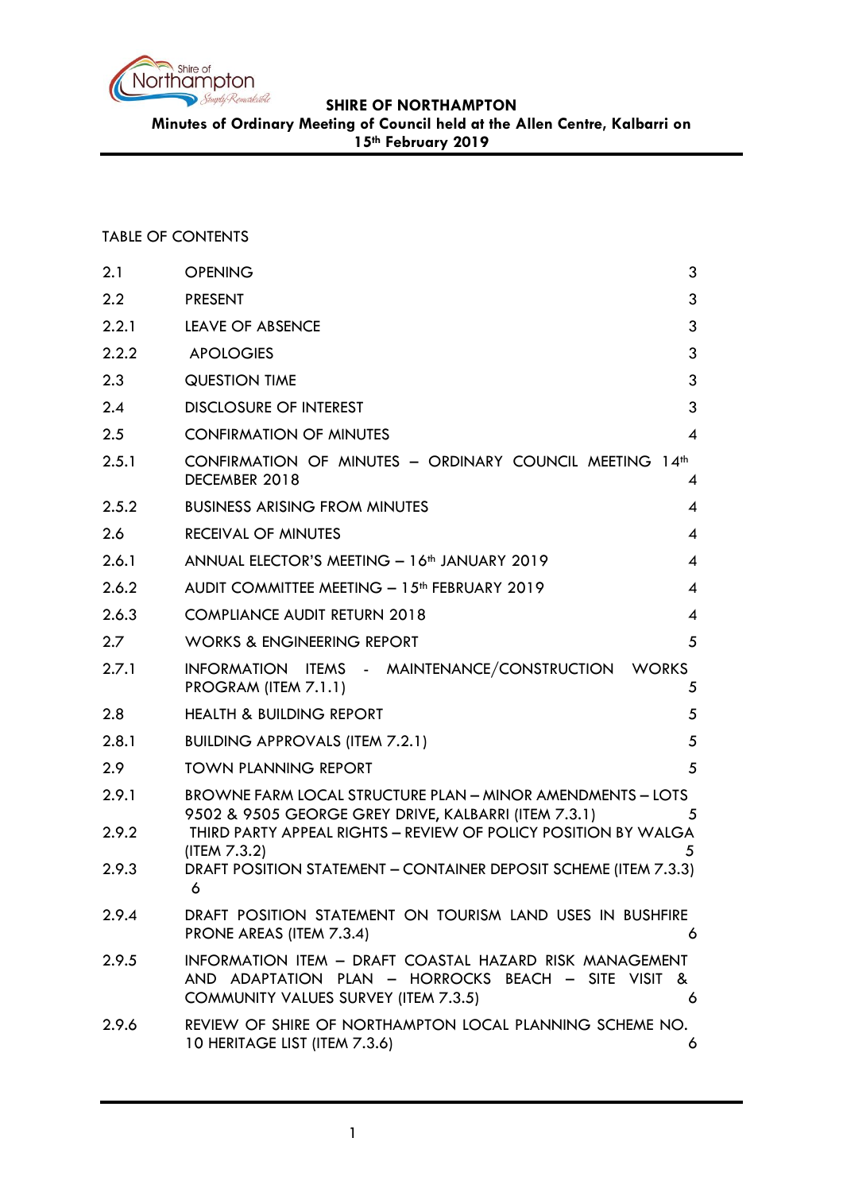**SHIRE OF NORTHAMPTON**

**Minutes of Ordinary Meeting of Council held at the Allen Centre, Kalbarri on 15th February 2019**

TABLE OF CONTENTS

| | | |
|---|---|---|
| 2.1 | OPENING | 3 |
| 2.2 | PRESENT | 3 |
| 2.2.1 | LEAVE OF ABSENCE | 3 |
| 2.2.2 | APOLOGIES | 3 |
| 2.3 | QUESTION TIME | 3 |
| 2.4 | DISCLOSURE OF INTEREST | 3 |
| 2.5 | CONFIRMATION OF MINUTES | 4 |
| 2.5.1 | CONFIRMATION OF MINUTES – ORDINARY COUNCIL MEETING 14th DECEMBER 2018 | 4 |
| 2.5.2 | BUSINESS ARISING FROM MINUTES | 4 |
| 2.6 | RECEIVAL OF MINUTES | 4 |
| 2.6.1 | ANNUAL ELECTOR'S MEETING – 16th JANUARY 2019 | 4 |
| 2.6.2 | AUDIT COMMITTEE MEETING – 15th FEBRUARY 2019 | 4 |
| 2.6.3 | COMPLIANCE AUDIT RETURN 2018 | 4 |
| 2.7 | WORKS & ENGINEERING REPORT | 5 |
| 2.7.1 | INFORMATION ITEMS - MAINTENANCE/CONSTRUCTION WORKS PROGRAM (ITEM 7.1.1) | 5 |
| 2.8 | HEALTH & BUILDING REPORT | 5 |
| 2.8.1 | BUILDING APPROVALS (ITEM 7.2.1) | 5 |
| 2.9 | TOWN PLANNING REPORT | 5 |
| 2.9.1 | BROWNE FARM LOCAL STRUCTURE PLAN – MINOR AMENDMENTS – LOTS 9502 & 9505 GEORGE GREY DRIVE, KALBARRI (ITEM 7.3.1) | 5 |
| 2.9.2 | THIRD PARTY APPEAL RIGHTS – REVIEW OF POLICY POSITION BY WALGA (ITEM 7.3.2) | 5 |
| 2.9.3 | DRAFT POSITION STATEMENT – CONTAINER DEPOSIT SCHEME (ITEM 7.3.3) | 6 |
| 2.9.4 | DRAFT POSITION STATEMENT ON TOURISM LAND USES IN BUSHFIRE PRONE AREAS (ITEM 7.3.4) | 6 |
| 2.9.5 | INFORMATION ITEM – DRAFT COASTAL HAZARD RISK MANAGEMENT AND ADAPTATION PLAN – HORROCKS BEACH – SITE VISIT & COMMUNITY VALUES SURVEY (ITEM 7.3.5) | 6 |
| 2.9.6 | REVIEW OF SHIRE OF NORTHAMPTON LOCAL PLANNING SCHEME NO. 10 HERITAGE LIST (ITEM 7.3.6) | 6 |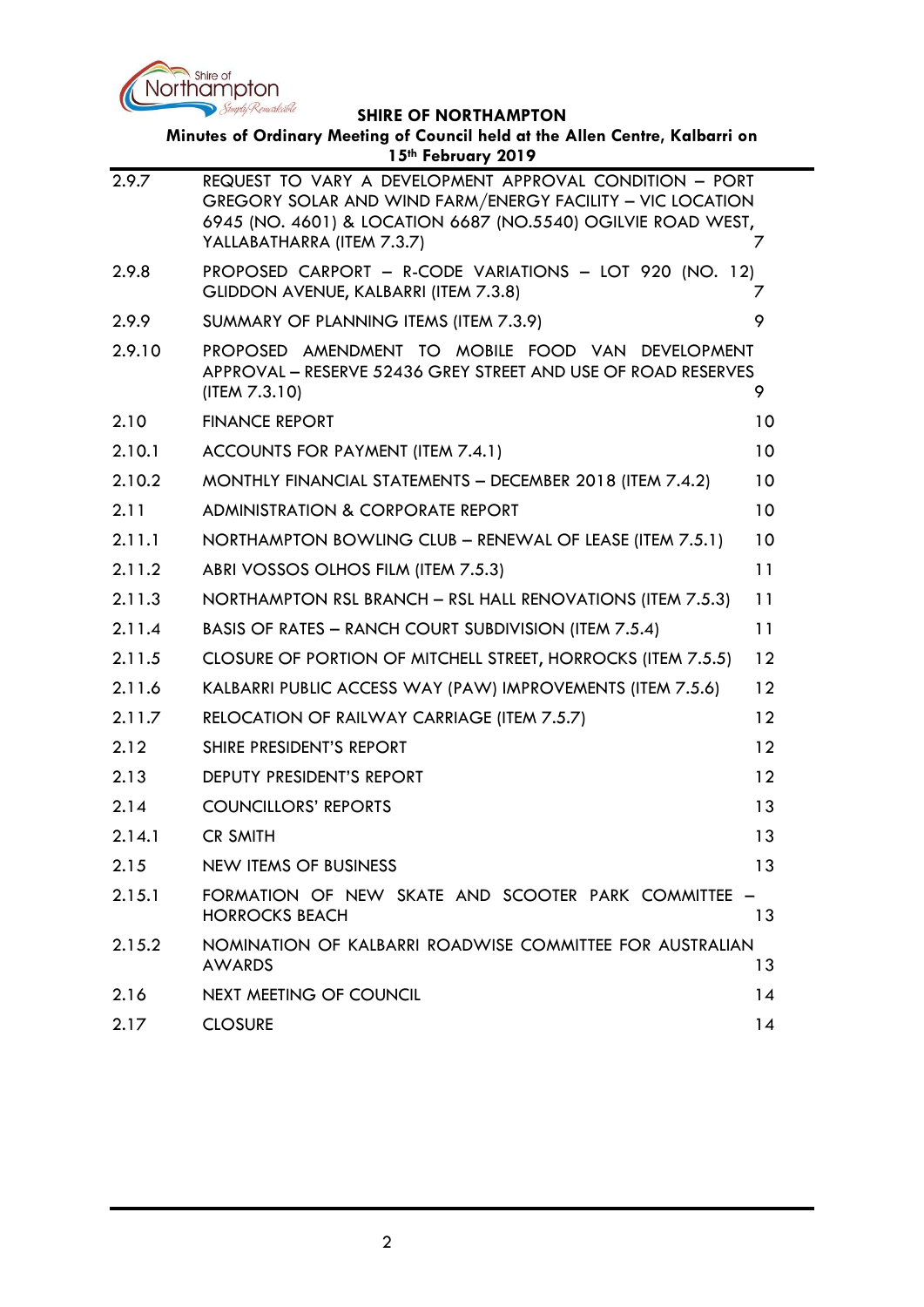| | | |
|---|---|---|
| 2.9.7 | REQUEST TO VARY A DEVELOPMENT APPROVAL CONDITION – PORT GREGORY SOLAR AND WIND FARM/ENERGY FACILITY – VIC LOCATION 6945 (NO. 4601) & LOCATION 6687 (NO.5540) OGILVIE ROAD WEST, YALLABATHARRA (ITEM 7.3.7) | 7 |
| 2.9.8 | PROPOSED CARPORT – R-CODE VARIATIONS – LOT 920 (NO. 12) GLIDDON AVENUE, KALBARRI (ITEM 7.3.8) | 7 |
| 2.9.9 | SUMMARY OF PLANNING ITEMS (ITEM 7.3.9) | 9 |
| 2.9.10 | PROPOSED AMENDMENT TO MOBILE FOOD VAN DEVELOPMENT APPROVAL – RESERVE 52436 GREY STREET AND USE OF ROAD RESERVES (ITEM 7.3.10) | 9 |
| 2.10 | FINANCE REPORT | 10 |
| 2.10.1 | ACCOUNTS FOR PAYMENT (ITEM 7.4.1) | 10 |
| 2.10.2 | MONTHLY FINANCIAL STATEMENTS – DECEMBER 2018 (ITEM 7.4.2) | 10 |
| 2.11 | ADMINISTRATION & CORPORATE REPORT | 10 |
| 2.11.1 | NORTHAMPTON BOWLING CLUB – RENEWAL OF LEASE (ITEM 7.5.1) | 10 |
| 2.11.2 | ABRI VOSSOS OLHOS FILM (ITEM 7.5.3) | 11 |
| 2.11.3 | NORTHAMPTON RSL BRANCH – RSL HALL RENOVATIONS (ITEM 7.5.3) | 11 |
| 2.11.4 | BASIS OF RATES – RANCH COURT SUBDIVISION (ITEM 7.5.4) | 11 |
| 2.11.5 | CLOSURE OF PORTION OF MITCHELL STREET, HORROCKS (ITEM 7.5.5) | 12 |
| 2.11.6 | KALBARRI PUBLIC ACCESS WAY (PAW) IMPROVEMENTS (ITEM 7.5.6) | 12 |
| 2.11.7 | RELOCATION OF RAILWAY CARRIAGE (ITEM 7.5.7) | 12 |
| 2.12 | SHIRE PRESIDENT'S REPORT | 12 |
| 2.13 | DEPUTY PRESIDENT'S REPORT | 12 |
| 2.14 | COUNCILLORS' REPORTS | 13 |
| 2.14.1 | CR SMITH | 13 |
| 2.15 | NEW ITEMS OF BUSINESS | 13 |
| 2.15.1 | FORMATION OF NEW SKATE AND SCOOTER PARK COMMITTEE – HORROCKS BEACH | 13 |
| 2.15.2 | NOMINATION OF KALBARRI ROADWISE COMMITTEE FOR AUSTRALIAN AWARDS | 13 |
| 2.16 | NEXT MEETING OF COUNCIL | 14 |
| 2.17 | CLOSURE | 14 |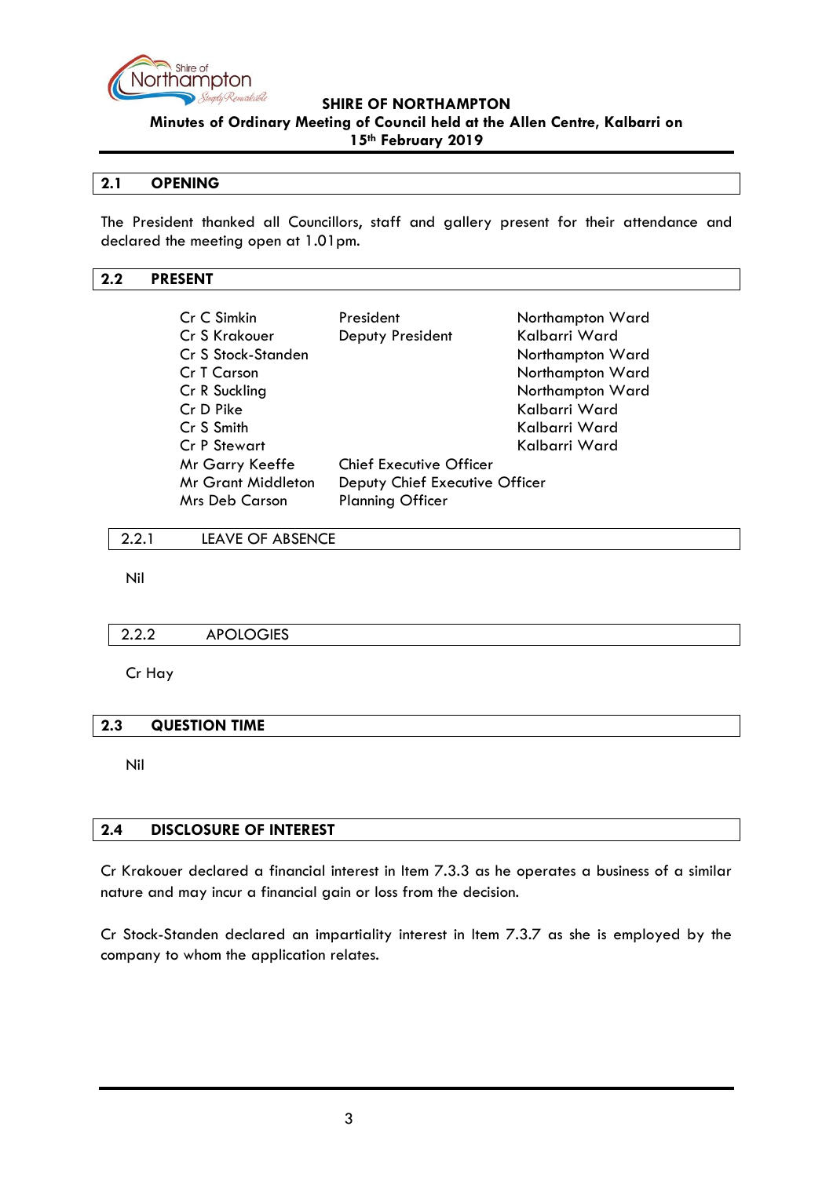## 2.1 OPENING

The President thanked all Councillors, staff and gallery present for their attendance and declared the meeting open at 1.01pm.

## 2.2 PRESENT

| | | |
|---|---|---|
| Cr C Simkin | President | Northampton Ward |
| Cr S Krakouer | Deputy President | Kalbarri Ward |
| Cr S Stock-Standen | | Northampton Ward |
| Cr T Carson | | Northampton Ward |
| Cr R Suckling | | Northampton Ward |
| Cr D Pike | | Kalbarri Ward |
| Cr S Smith | | Kalbarri Ward |
| Cr P Stewart | | Kalbarri Ward |
| Mr Garry Keeffe | Chief Executive Officer | |
| Mr Grant Middleton | Deputy Chief Executive Officer | |
| Mrs Deb Carson | Planning Officer | |

### 2.2.1 LEAVE OF ABSENCE

Nil

### 2.2.2 APOLOGIES

Cr Hay

## 2.3 QUESTION TIME

Nil

## 2.4 DISCLOSURE OF INTEREST

Cr Krakouer declared a financial interest in Item 7.3.3 as he operates a business of a similar nature and may incur a financial gain or loss from the decision.

Cr Stock-Standen declared an impartiality interest in Item 7.3.7 as she is employed by the company to whom the application relates.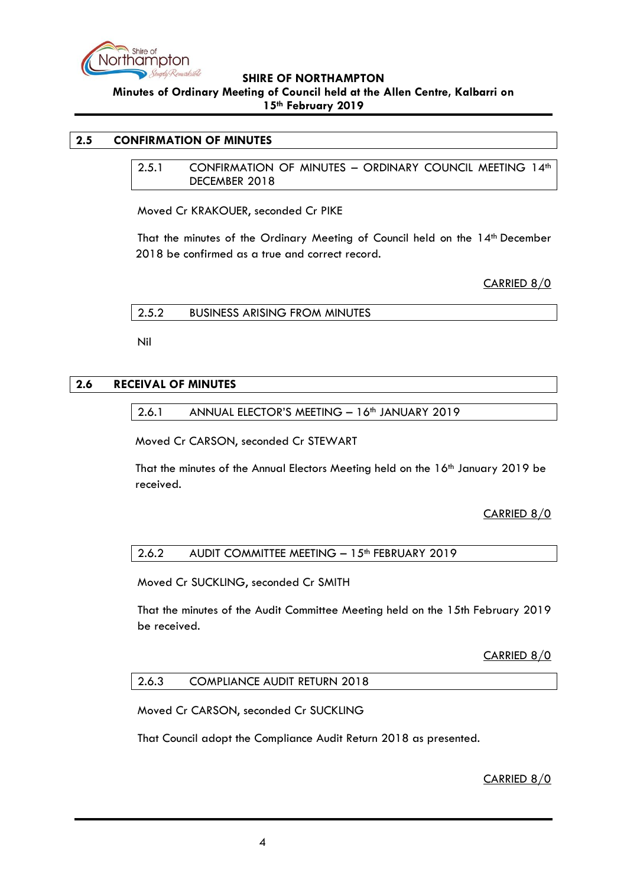## 2.5 CONFIRMATION OF MINUTES

### 2.5.1 CONFIRMATION OF MINUTES – ORDINARY COUNCIL MEETING 14th DECEMBER 2018

Moved Cr KRAKOUER, seconded Cr PIKE

That the minutes of the Ordinary Meeting of Council held on the 14th December 2018 be confirmed as a true and correct record.

CARRIED 8/0

### 2.5.2 BUSINESS ARISING FROM MINUTES

Nil

## 2.6 RECEIVAL OF MINUTES

### 2.6.1 ANNUAL ELECTOR'S MEETING – 16th JANUARY 2019

Moved Cr CARSON, seconded Cr STEWART

That the minutes of the Annual Electors Meeting held on the 16th January 2019 be received.

CARRIED 8/0

### 2.6.2 AUDIT COMMITTEE MEETING – 15th FEBRUARY 2019

Moved Cr SUCKLING, seconded Cr SMITH

That the minutes of the Audit Committee Meeting held on the 15th February 2019 be received.

CARRIED 8/0

### 2.6.3 COMPLIANCE AUDIT RETURN 2018

Moved Cr CARSON, seconded Cr SUCKLING

That Council adopt the Compliance Audit Return 2018 as presented.

CARRIED 8/0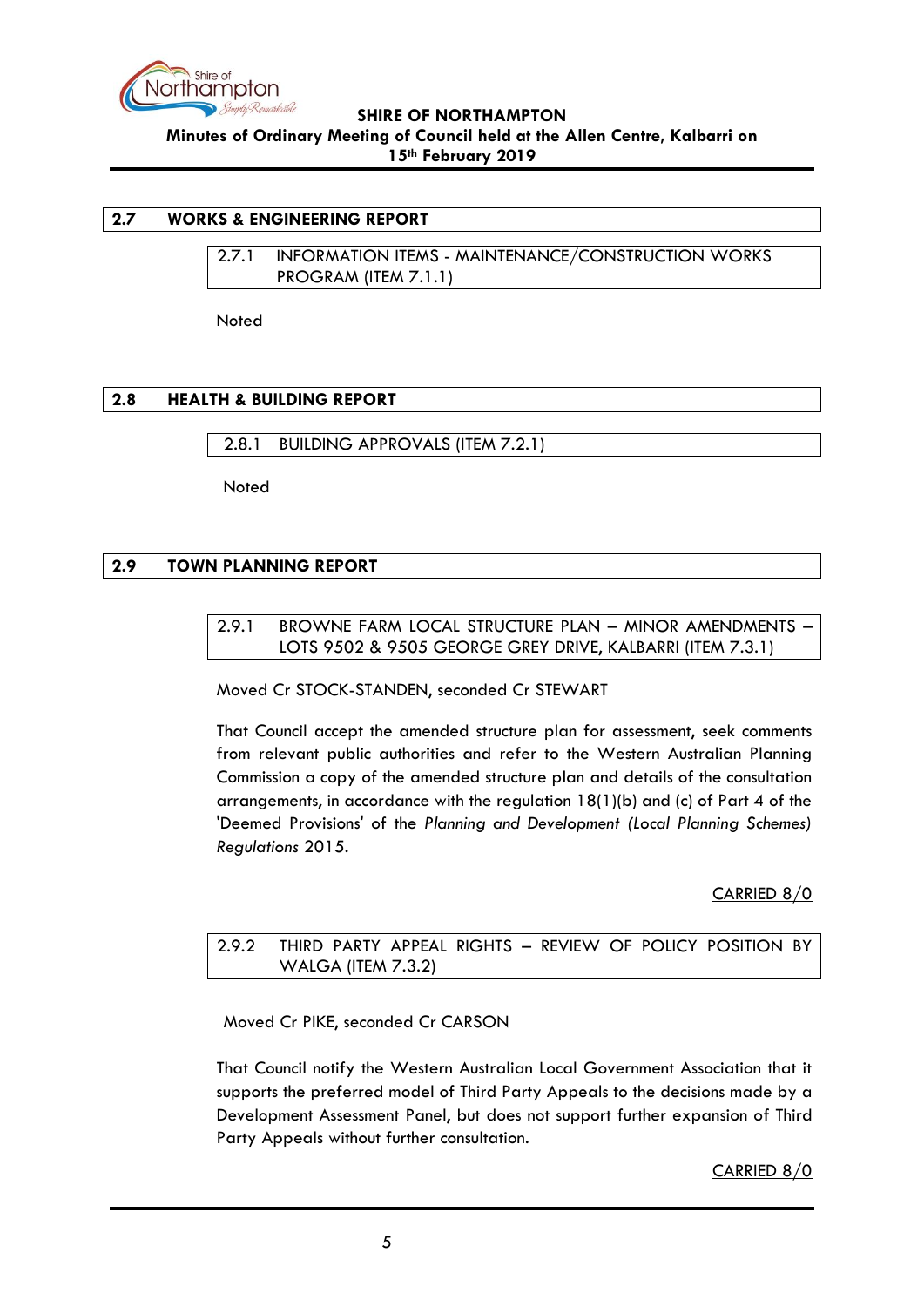## 2.7 WORKS & ENGINEERING REPORT

### 2.7.1 INFORMATION ITEMS - MAINTENANCE/CONSTRUCTION WORKS PROGRAM (ITEM 7.1.1)

Noted

## 2.8 HEALTH & BUILDING REPORT

### 2.8.1 BUILDING APPROVALS (ITEM 7.2.1)

Noted

## 2.9 TOWN PLANNING REPORT

### 2.9.1 BROWNE FARM LOCAL STRUCTURE PLAN – MINOR AMENDMENTS – LOTS 9502 & 9505 GEORGE GREY DRIVE, KALBARRI (ITEM 7.3.1)

Moved Cr STOCK-STANDEN, seconded Cr STEWART

That Council accept the amended structure plan for assessment, seek comments from relevant public authorities and refer to the Western Australian Planning Commission a copy of the amended structure plan and details of the consultation arrangements, in accordance with the regulation 18(1)(b) and (c) of Part 4 of the 'Deemed Provisions' of the *Planning and Development (Local Planning Schemes) Regulations* 2015.

CARRIED 8/0

### 2.9.2 THIRD PARTY APPEAL RIGHTS – REVIEW OF POLICY POSITION BY WALGA (ITEM 7.3.2)

Moved Cr PIKE, seconded Cr CARSON

That Council notify the Western Australian Local Government Association that it supports the preferred model of Third Party Appeals to the decisions made by a Development Assessment Panel, but does not support further expansion of Third Party Appeals without further consultation.

CARRIED 8/0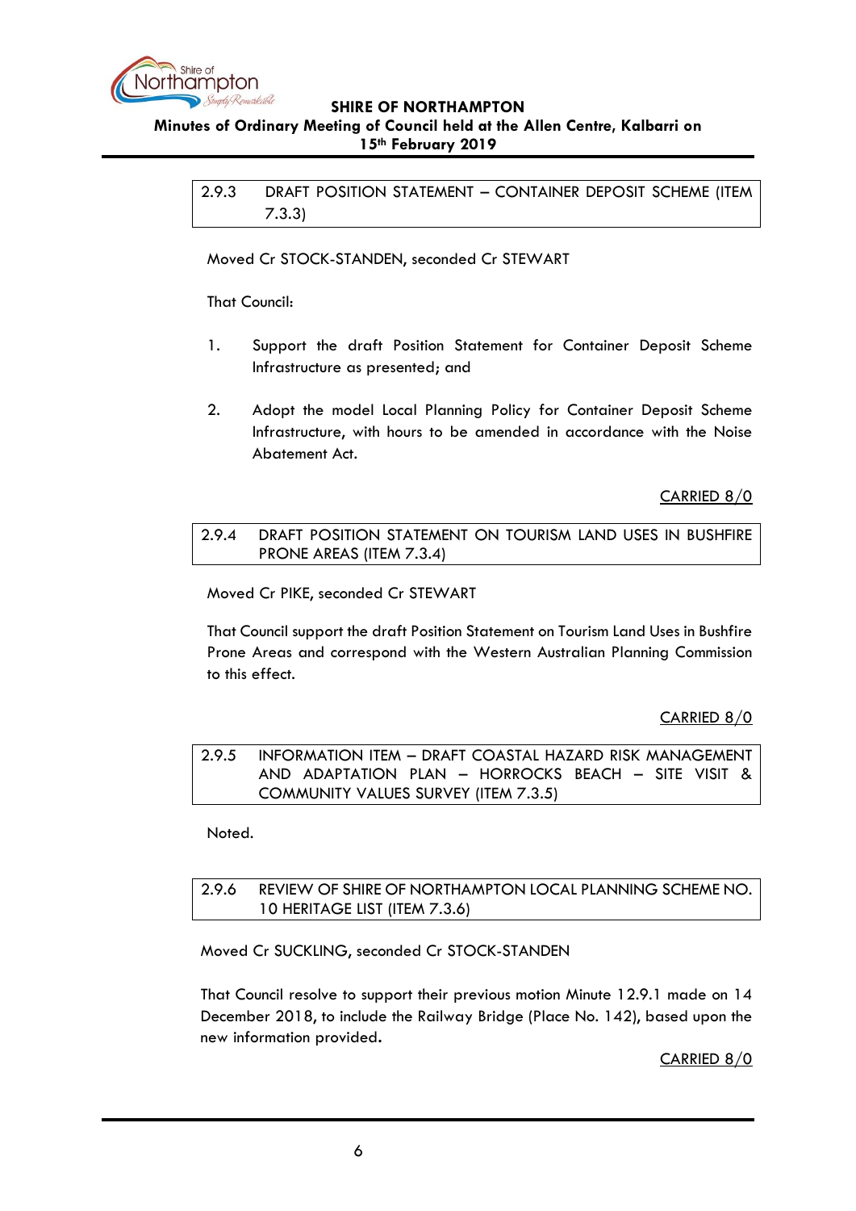## 2.9.3 DRAFT POSITION STATEMENT – CONTAINER DEPOSIT SCHEME (ITEM 7.3.3)

Moved Cr STOCK-STANDEN, seconded Cr STEWART

That Council:

1. Support the draft Position Statement for Container Deposit Scheme Infrastructure as presented; and

2. Adopt the model Local Planning Policy for Container Deposit Scheme Infrastructure, with hours to be amended in accordance with the Noise Abatement Act.

CARRIED 8/0

## 2.9.4 DRAFT POSITION STATEMENT ON TOURISM LAND USES IN BUSHFIRE PRONE AREAS (ITEM 7.3.4)

Moved Cr PIKE, seconded Cr STEWART

That Council support the draft Position Statement on Tourism Land Uses in Bushfire Prone Areas and correspond with the Western Australian Planning Commission to this effect.

CARRIED 8/0

## 2.9.5 INFORMATION ITEM – DRAFT COASTAL HAZARD RISK MANAGEMENT AND ADAPTATION PLAN – HORROCKS BEACH – SITE VISIT & COMMUNITY VALUES SURVEY (ITEM 7.3.5)

Noted.

## 2.9.6 REVIEW OF SHIRE OF NORTHAMPTON LOCAL PLANNING SCHEME NO. 10 HERITAGE LIST (ITEM 7.3.6)

Moved Cr SUCKLING, seconded Cr STOCK-STANDEN

That Council resolve to support their previous motion Minute 12.9.1 made on 14 December 2018, to include the Railway Bridge (Place No. 142), based upon the new information provided.

CARRIED 8/0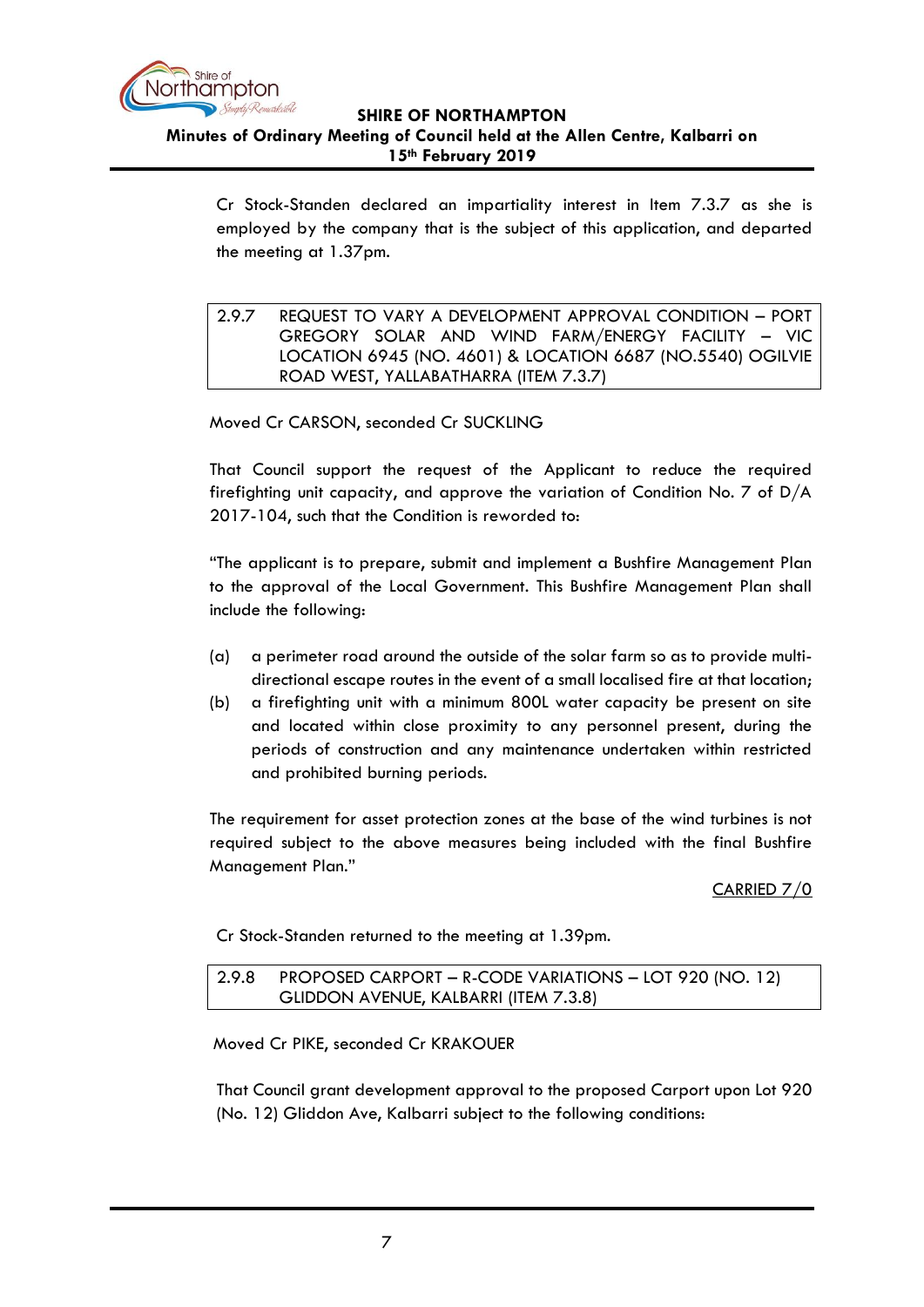Cr Stock-Standen declared an impartiality interest in Item 7.3.7 as she is employed by the company that is the subject of this application, and departed the meeting at 1.37pm.

### 2.9.7 REQUEST TO VARY A DEVELOPMENT APPROVAL CONDITION – PORT GREGORY SOLAR AND WIND FARM/ENERGY FACILITY – VIC LOCATION 6945 (NO. 4601) & LOCATION 6687 (NO.5540) OGILVIE ROAD WEST, YALLABATHARRA (ITEM 7.3.7)

Moved Cr CARSON, seconded Cr SUCKLING

That Council support the request of the Applicant to reduce the required firefighting unit capacity, and approve the variation of Condition No. 7 of D/A 2017-104, such that the Condition is reworded to:

"The applicant is to prepare, submit and implement a Bushfire Management Plan to the approval of the Local Government. This Bushfire Management Plan shall include the following:

(a) a perimeter road around the outside of the solar farm so as to provide multi-directional escape routes in the event of a small localised fire at that location;

(b) a firefighting unit with a minimum 800L water capacity be present on site and located within close proximity to any personnel present, during the periods of construction and any maintenance undertaken within restricted and prohibited burning periods.

The requirement for asset protection zones at the base of the wind turbines is not required subject to the above measures being included with the final Bushfire Management Plan."

CARRIED 7/0

Cr Stock-Standen returned to the meeting at 1.39pm.

### 2.9.8 PROPOSED CARPORT – R-CODE VARIATIONS – LOT 920 (NO. 12) GLIDDON AVENUE, KALBARRI (ITEM 7.3.8)

Moved Cr PIKE, seconded Cr KRAKOUER

That Council grant development approval to the proposed Carport upon Lot 920 (No. 12) Gliddon Ave, Kalbarri subject to the following conditions: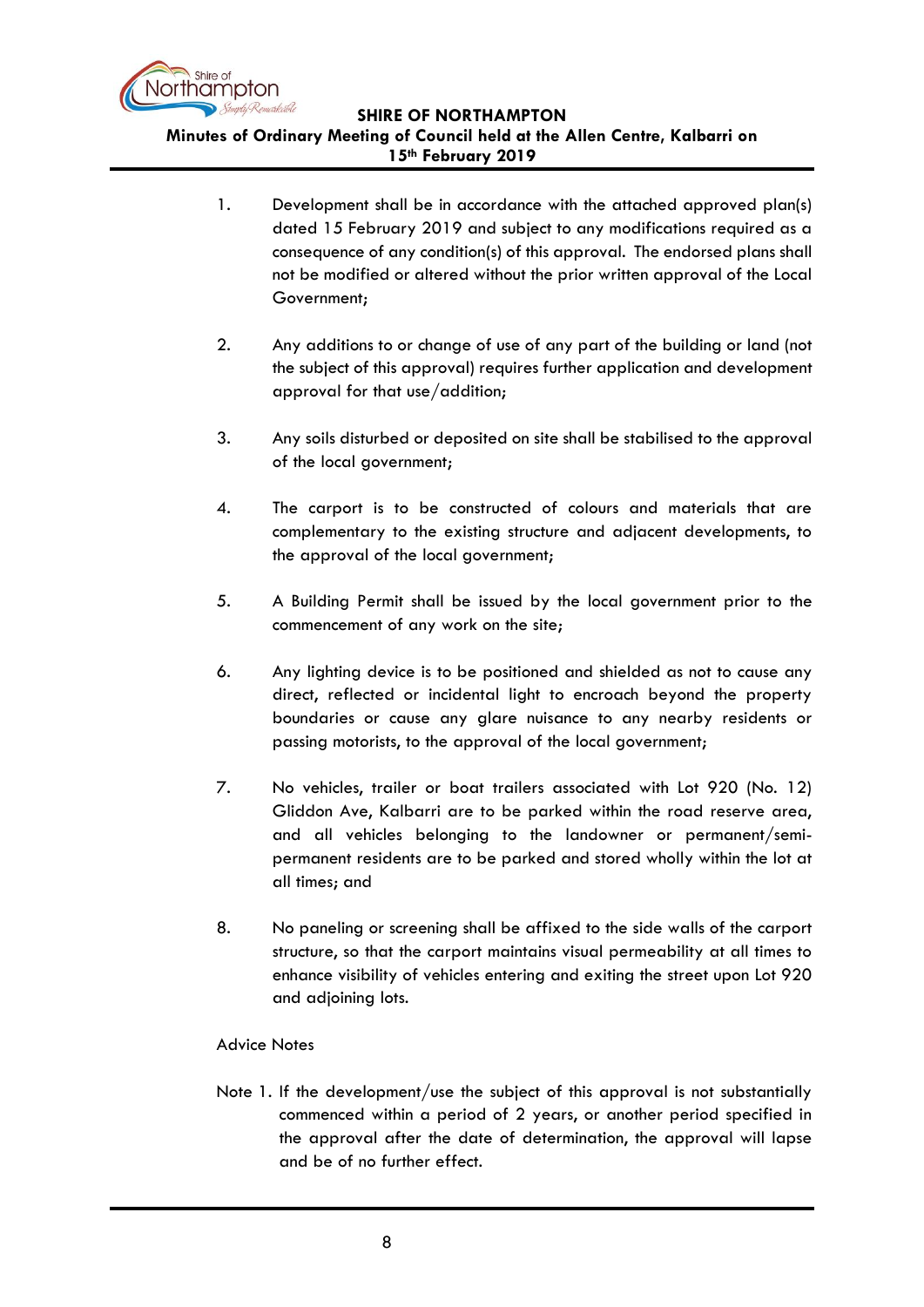1. Development shall be in accordance with the attached approved plan(s) dated 15 February 2019 and subject to any modifications required as a consequence of any condition(s) of this approval. The endorsed plans shall not be modified or altered without the prior written approval of the Local Government;

2. Any additions to or change of use of any part of the building or land (not the subject of this approval) requires further application and development approval for that use/addition;

3. Any soils disturbed or deposited on site shall be stabilised to the approval of the local government;

4. The carport is to be constructed of colours and materials that are complementary to the existing structure and adjacent developments, to the approval of the local government;

5. A Building Permit shall be issued by the local government prior to the commencement of any work on the site;

6. Any lighting device is to be positioned and shielded as not to cause any direct, reflected or incidental light to encroach beyond the property boundaries or cause any glare nuisance to any nearby residents or passing motorists, to the approval of the local government;

7. No vehicles, trailer or boat trailers associated with Lot 920 (No. 12) Gliddon Ave, Kalbarri are to be parked within the road reserve area, and all vehicles belonging to the landowner or permanent/semi-permanent residents are to be parked and stored wholly within the lot at all times; and

8. No paneling or screening shall be affixed to the side walls of the carport structure, so that the carport maintains visual permeability at all times to enhance visibility of vehicles entering and exiting the street upon Lot 920 and adjoining lots.

Advice Notes

Note 1. If the development/use the subject of this approval is not substantially commenced within a period of 2 years, or another period specified in the approval after the date of determination, the approval will lapse and be of no further effect.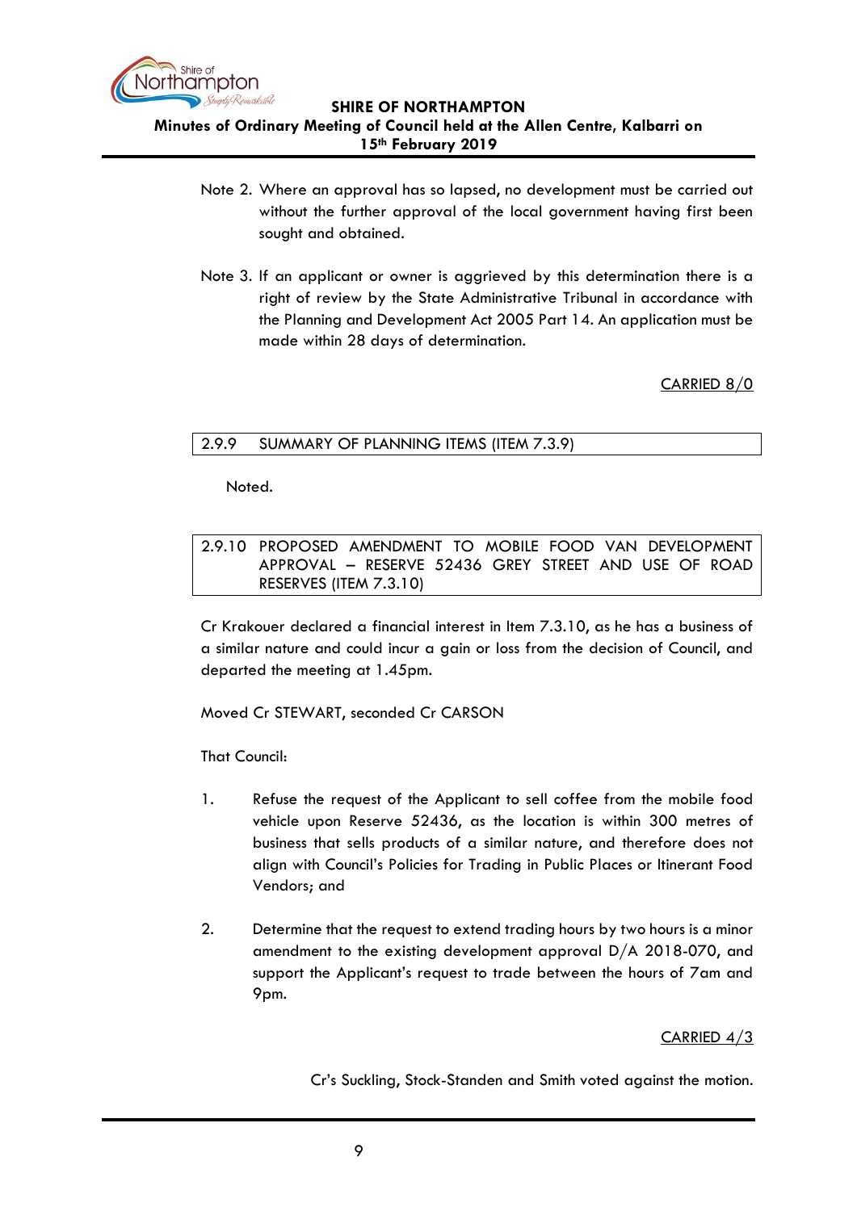Note 2. Where an approval has so lapsed, no development must be carried out without the further approval of the local government having first been sought and obtained.

Note 3. If an applicant or owner is aggrieved by this determination there is a right of review by the State Administrative Tribunal in accordance with the Planning and Development Act 2005 Part 14. An application must be made within 28 days of determination.

CARRIED 8/0

### 2.9.9 SUMMARY OF PLANNING ITEMS (ITEM 7.3.9)

Noted.

### 2.9.10 PROPOSED AMENDMENT TO MOBILE FOOD VAN DEVELOPMENT APPROVAL – RESERVE 52436 GREY STREET AND USE OF ROAD RESERVES (ITEM 7.3.10)

Cr Krakouer declared a financial interest in Item 7.3.10, as he has a business of a similar nature and could incur a gain or loss from the decision of Council, and departed the meeting at 1.45pm.

Moved Cr STEWART, seconded Cr CARSON

That Council:

1. Refuse the request of the Applicant to sell coffee from the mobile food vehicle upon Reserve 52436, as the location is within 300 metres of business that sells products of a similar nature, and therefore does not align with Council's Policies for Trading in Public Places or Itinerant Food Vendors; and

2. Determine that the request to extend trading hours by two hours is a minor amendment to the existing development approval D/A 2018-070, and support the Applicant's request to trade between the hours of 7am and 9pm.

CARRIED 4/3

Cr's Suckling, Stock-Standen and Smith voted against the motion.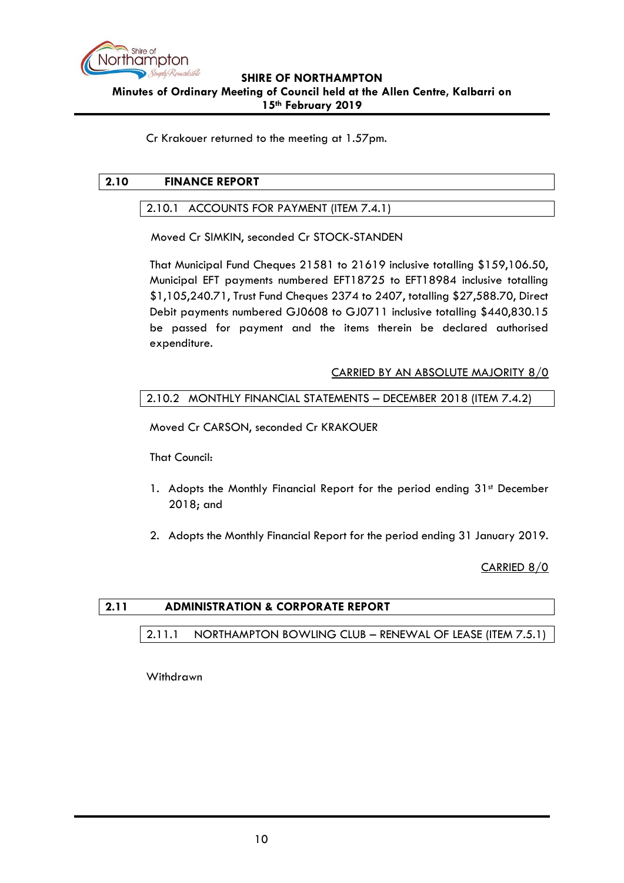Cr Krakouer returned to the meeting at 1.57pm.

## 2.10 FINANCE REPORT

### 2.10.1 ACCOUNTS FOR PAYMENT (ITEM 7.4.1)

Moved Cr SIMKIN, seconded Cr STOCK-STANDEN

That Municipal Fund Cheques 21581 to 21619 inclusive totalling $159,106.50, Municipal EFT payments numbered EFT18725 to EFT18984 inclusive totalling $1,105,240.71, Trust Fund Cheques 2374 to 2407, totalling $27,588.70, Direct Debit payments numbered GJ0608 to GJ0711 inclusive totalling $440,830.15 be passed for payment and the items therein be declared authorised expenditure.

CARRIED BY AN ABSOLUTE MAJORITY 8/0

### 2.10.2 MONTHLY FINANCIAL STATEMENTS – DECEMBER 2018 (ITEM 7.4.2)

Moved Cr CARSON, seconded Cr KRAKOUER

That Council:

1. Adopts the Monthly Financial Report for the period ending 31st December 2018; and

2. Adopts the Monthly Financial Report for the period ending 31 January 2019.

CARRIED 8/0

## 2.11 ADMINISTRATION & CORPORATE REPORT

### 2.11.1 NORTHAMPTON BOWLING CLUB – RENEWAL OF LEASE (ITEM 7.5.1)

Withdrawn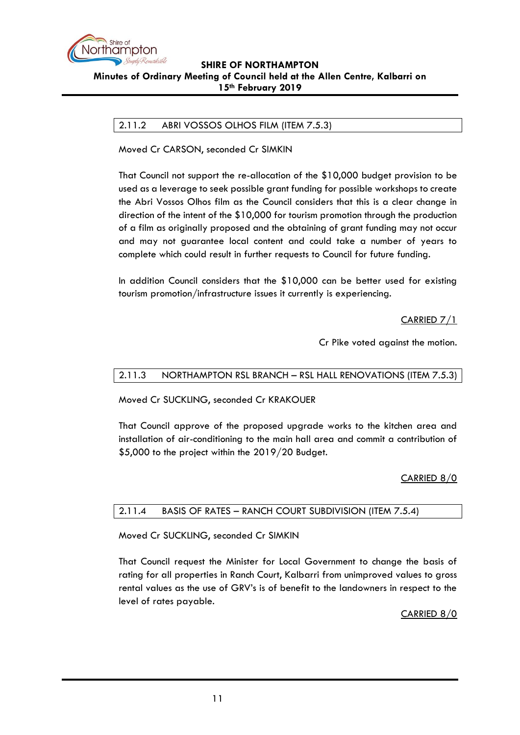### 2.11.2 ABRI VOSSOS OLHOS FILM (ITEM 7.5.3)

Moved Cr CARSON, seconded Cr SIMKIN

That Council not support the re-allocation of the $10,000 budget provision to be used as a leverage to seek possible grant funding for possible workshops to create the Abri Vossos Olhos film as the Council considers that this is a clear change in direction of the intent of the $10,000 for tourism promotion through the production of a film as originally proposed and the obtaining of grant funding may not occur and may not guarantee local content and could take a number of years to complete which could result in further requests to Council for future funding.

In addition Council considers that the $10,000 can be better used for existing tourism promotion/infrastructure issues it currently is experiencing.

CARRIED 7/1

Cr Pike voted against the motion.

### 2.11.3 NORTHAMPTON RSL BRANCH – RSL HALL RENOVATIONS (ITEM 7.5.3)

Moved Cr SUCKLING, seconded Cr KRAKOUER

That Council approve of the proposed upgrade works to the kitchen area and installation of air-conditioning to the main hall area and commit a contribution of $5,000 to the project within the 2019/20 Budget.

CARRIED 8/0

### 2.11.4 BASIS OF RATES – RANCH COURT SUBDIVISION (ITEM 7.5.4)

Moved Cr SUCKLING, seconded Cr SIMKIN

That Council request the Minister for Local Government to change the basis of rating for all properties in Ranch Court, Kalbarri from unimproved values to gross rental values as the use of GRV's is of benefit to the landowners in respect to the level of rates payable.

CARRIED 8/0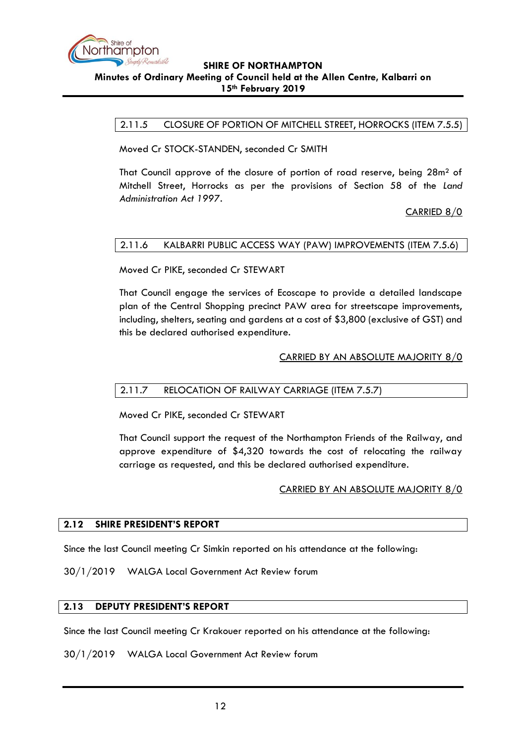### 2.11.5 CLOSURE OF PORTION OF MITCHELL STREET, HORROCKS (ITEM 7.5.5)

Moved Cr STOCK-STANDEN, seconded Cr SMITH

That Council approve of the closure of portion of road reserve, being 28m² of Mitchell Street, Horrocks as per the provisions of Section 58 of the *Land Administration Act 1997*.

CARRIED 8/0

### 2.11.6 KALBARRI PUBLIC ACCESS WAY (PAW) IMPROVEMENTS (ITEM 7.5.6)

Moved Cr PIKE, seconded Cr STEWART

That Council engage the services of Ecoscape to provide a detailed landscape plan of the Central Shopping precinct PAW area for streetscape improvements, including, shelters, seating and gardens at a cost of $3,800 (exclusive of GST) and this be declared authorised expenditure.

CARRIED BY AN ABSOLUTE MAJORITY 8/0

### 2.11.7 RELOCATION OF RAILWAY CARRIAGE (ITEM 7.5.7)

Moved Cr PIKE, seconded Cr STEWART

That Council support the request of the Northampton Friends of the Railway, and approve expenditure of $4,320 towards the cost of relocating the railway carriage as requested, and this be declared authorised expenditure.

CARRIED BY AN ABSOLUTE MAJORITY 8/0

## 2.12 SHIRE PRESIDENT'S REPORT

Since the last Council meeting Cr Simkin reported on his attendance at the following:

30/1/2019 WALGA Local Government Act Review forum

## 2.13 DEPUTY PRESIDENT'S REPORT

Since the last Council meeting Cr Krakouer reported on his attendance at the following:

30/1/2019 WALGA Local Government Act Review forum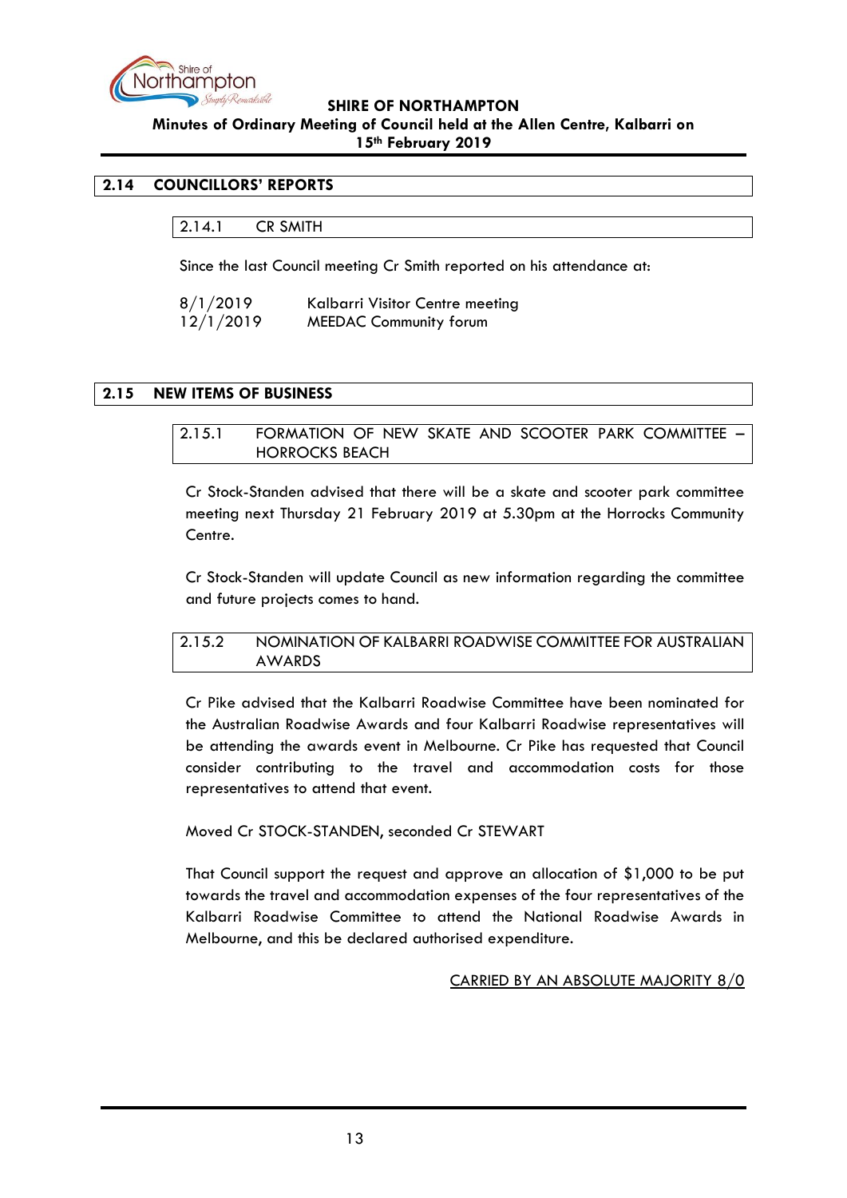## 2.14 COUNCILLORS' REPORTS

### 2.14.1 CR SMITH

Since the last Council meeting Cr Smith reported on his attendance at:

| | |
|---|---|
| 8/1/2019 | Kalbarri Visitor Centre meeting |
| 12/1/2019 | MEEDAC Community forum |

## 2.15 NEW ITEMS OF BUSINESS

### 2.15.1 FORMATION OF NEW SKATE AND SCOOTER PARK COMMITTEE – HORROCKS BEACH

Cr Stock-Standen advised that there will be a skate and scooter park committee meeting next Thursday 21 February 2019 at 5.30pm at the Horrocks Community Centre.

Cr Stock-Standen will update Council as new information regarding the committee and future projects comes to hand.

### 2.15.2 NOMINATION OF KALBARRI ROADWISE COMMITTEE FOR AUSTRALIAN AWARDS

Cr Pike advised that the Kalbarri Roadwise Committee have been nominated for the Australian Roadwise Awards and four Kalbarri Roadwise representatives will be attending the awards event in Melbourne. Cr Pike has requested that Council consider contributing to the travel and accommodation costs for those representatives to attend that event.

Moved Cr STOCK-STANDEN, seconded Cr STEWART

That Council support the request and approve an allocation of $1,000 to be put towards the travel and accommodation expenses of the four representatives of the Kalbarri Roadwise Committee to attend the National Roadwise Awards in Melbourne, and this be declared authorised expenditure.

CARRIED BY AN ABSOLUTE MAJORITY 8/0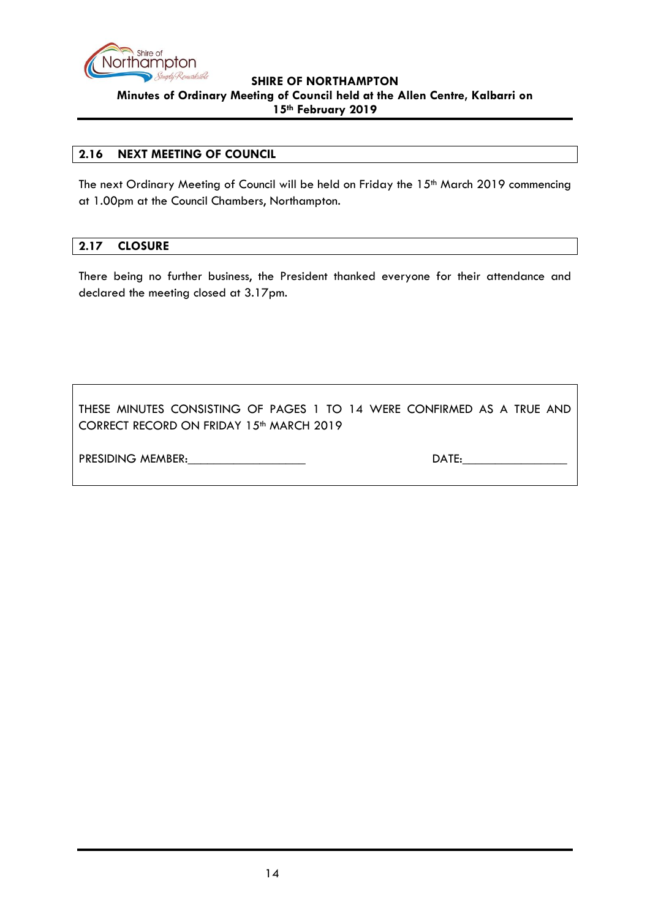## 2.16 NEXT MEETING OF COUNCIL

The next Ordinary Meeting of Council will be held on Friday the 15th March 2019 commencing at 1.00pm at the Council Chambers, Northampton.

## 2.17 CLOSURE

There being no further business, the President thanked everyone for their attendance and declared the meeting closed at 3.17pm.

THESE MINUTES CONSISTING OF PAGES 1 TO 14 WERE CONFIRMED AS A TRUE AND CORRECT RECORD ON FRIDAY 15th MARCH 2019

PRESIDING MEMBER:___________________ DATE:_________________